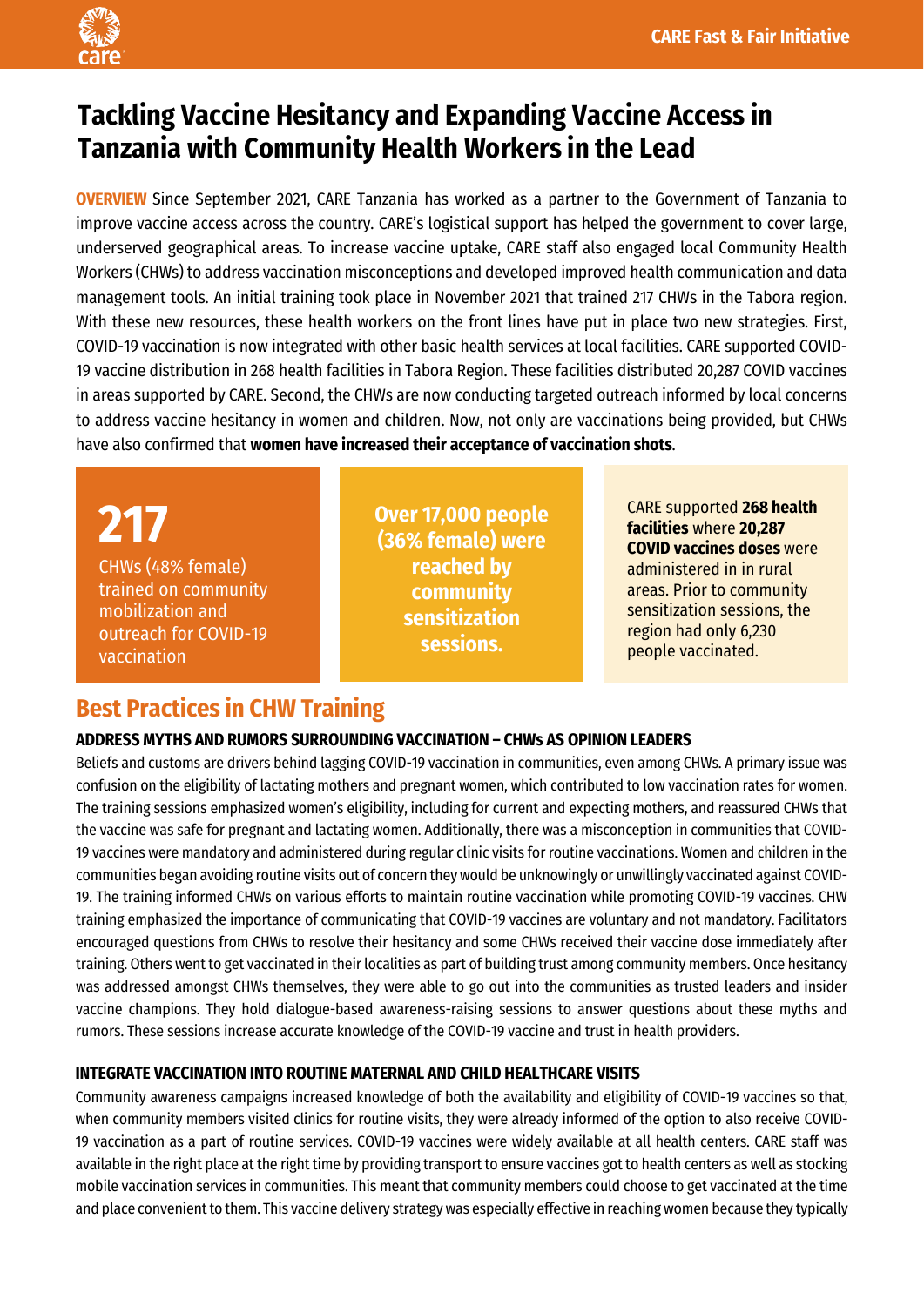# Tackling Vaccine Hesitancy and Expanding Vaccine Access in Tanzania with Community Health Workers in the Lead

**OVERVIEW** Since September 2021, CARE Tanzania has worked as a partner to the Government of Tanzania to improve vaccine access across the country. CARE's logistical support has helped the government to cover large, underserved geographical areas. To increase vaccine uptake, CARE staff also engaged local Community Health Workers (CHWs) to address vaccination misconceptions and developed improved health communication and data management tools. An initial training took place in November 2021 that trained 217 CHWs in the Tabora region. With these new resources, these health workers on the front lines have put in place two new strategies. First, COVID-19 vaccination is now integrated with other basic health services at local facilities. CARE supported COVID-19 vaccine distribution in 268 health facilities in Tabora Region. These facilities distributed 20,287 COVID vaccines in areas supported by CARE. Second, the CHWs are now conducting targeted outreach informed by local concerns to address vaccine hesitancy in women and children. Now, not only are vaccinations being provided, but CHWs have also confirmed that **women have increased their acceptance of vaccination shots**.

**217**
CHWs (48% female) trained on community mobilization and outreach for COVID-19 vaccination

**Over 17,000 people (36% female) were reached by community sensitization sessions.**

CARE supported **268 health facilities** where **20,287 COVID vaccines doses** were administered in in rural areas. Prior to community sensitization sessions, the region had only 6,230 people vaccinated.

## Best Practices in CHW Training

### ADDRESS MYTHS AND RUMORS SURROUNDING VACCINATION – CHWs AS OPINION LEADERS

Beliefs and customs are drivers behind lagging COVID-19 vaccination in communities, even among CHWs. A primary issue was confusion on the eligibility of lactating mothers and pregnant women, which contributed to low vaccination rates for women. The training sessions emphasized women's eligibility, including for current and expecting mothers, and reassured CHWs that the vaccine was safe for pregnant and lactating women. Additionally, there was a misconception in communities that COVID-19 vaccines were mandatory and administered during regular clinic visits for routine vaccinations. Women and children in the communities began avoiding routine visits out of concern they would be unknowingly or unwillingly vaccinated against COVID-19. The training informed CHWs on various efforts to maintain routine vaccination while promoting COVID-19 vaccines. CHW training emphasized the importance of communicating that COVID-19 vaccines are voluntary and not mandatory. Facilitators encouraged questions from CHWs to resolve their hesitancy and some CHWs received their vaccine dose immediately after training. Others went to get vaccinated in their localities as part of building trust among community members. Once hesitancy was addressed amongst CHWs themselves, they were able to go out into the communities as trusted leaders and insider vaccine champions. They hold dialogue-based awareness-raising sessions to answer questions about these myths and rumors. These sessions increase accurate knowledge of the COVID-19 vaccine and trust in health providers.

### INTEGRATE VACCINATION INTO ROUTINE MATERNAL AND CHILD HEALTHCARE VISITS

Community awareness campaigns increased knowledge of both the availability and eligibility of COVID-19 vaccines so that, when community members visited clinics for routine visits, they were already informed of the option to also receive COVID-19 vaccination as a part of routine services. COVID-19 vaccines were widely available at all health centers. CARE staff was available in the right place at the right time by providing transport to ensure vaccines got to health centers as well as stocking mobile vaccination services in communities. This meant that community members could choose to get vaccinated at the time and place convenient to them. This vaccine delivery strategy was especially effective in reaching women because they typically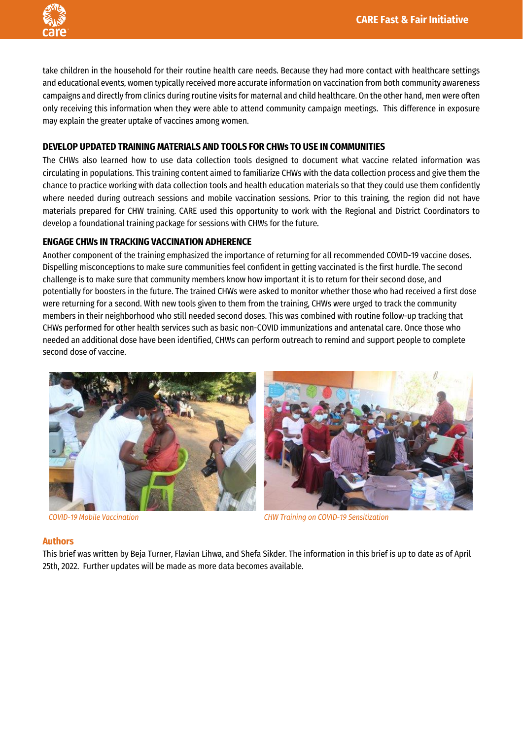take children in the household for their routine health care needs. Because they had more contact with healthcare settings and educational events, women typically received more accurate information on vaccination from both community awareness campaigns and directly from clinics during routine visits for maternal and child healthcare. On the other hand, men were often only receiving this information when they were able to attend community campaign meetings. This difference in exposure may explain the greater uptake of vaccines among women.

### DEVELOP UPDATED TRAINING MATERIALS AND TOOLS FOR CHWs TO USE IN COMMUNITIES

The CHWs also learned how to use data collection tools designed to document what vaccine related information was circulating in populations. This training content aimed to familiarize CHWs with the data collection process and give them the chance to practice working with data collection tools and health education materials so that they could use them confidently where needed during outreach sessions and mobile vaccination sessions. Prior to this training, the region did not have materials prepared for CHW training. CARE used this opportunity to work with the Regional and District Coordinators to develop a foundational training package for sessions with CHWs for the future.

### ENGAGE CHWs IN TRACKING VACCINATION ADHERENCE

Another component of the training emphasized the importance of returning for all recommended COVID-19 vaccine doses. Dispelling misconceptions to make sure communities feel confident in getting vaccinated is the first hurdle. The second challenge is to make sure that community members know how important it is to return for their second dose, and potentially for boosters in the future. The trained CHWs were asked to monitor whether those who had received a first dose were returning for a second. With new tools given to them from the training, CHWs were urged to track the community members in their neighborhood who still needed second doses. This was combined with routine follow-up tracking that CHWs performed for other health services such as basic non-COVID immunizations and antenatal care. Once those who needed an additional dose have been identified, CHWs can perform outreach to remind and support people to complete second dose of vaccine.

*COVID-19 Mobile Vaccination*

*CHW Training on COVID-19 Sensitization*

## Authors

This brief was written by Beja Turner, Flavian Lihwa, and Shefa Sikder. The information in this brief is up to date as of April 25th, 2022. Further updates will be made as more data becomes available.